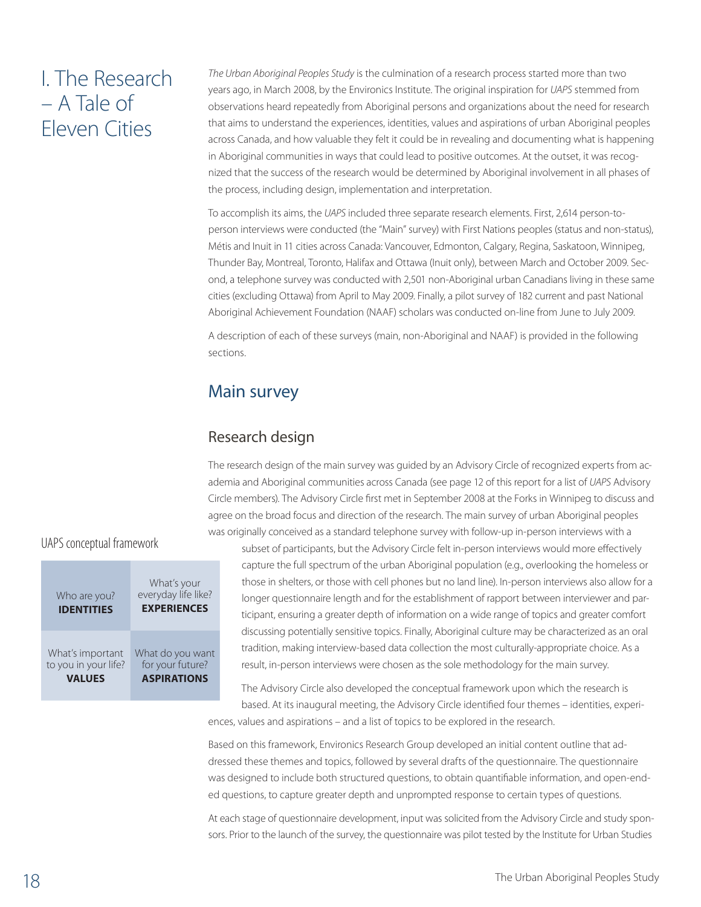# I. The Research – A Tale of Eleven Cities

*The Urban Aboriginal Peoples Study* is the culmination of a research process started more than two years ago, in March 2008, by the Environics Institute. The original inspiration for *UAPS* stemmed from observations heard repeatedly from Aboriginal persons and organizations about the need for research that aims to understand the experiences, identities, values and aspirations of urban Aboriginal peoples across Canada, and how valuable they felt it could be in revealing and documenting what is happening in Aboriginal communities in ways that could lead to positive outcomes. At the outset, it was recognized that the success of the research would be determined by Aboriginal involvement in all phases of the process, including design, implementation and interpretation.

To accomplish its aims, the *UAPS* included three separate research elements. First, 2,614 person-to-person interviews were conducted (the "Main" survey) with First Nations peoples (status and non-status), Métis and Inuit in 11 cities across Canada: Vancouver, Edmonton, Calgary, Regina, Saskatoon, Winnipeg, Thunder Bay, Montreal, Toronto, Halifax and Ottawa (Inuit only), between March and October 2009. Second, a telephone survey was conducted with 2,501 non-Aboriginal urban Canadians living in these same cities (excluding Ottawa) from April to May 2009. Finally, a pilot survey of 182 current and past National Aboriginal Achievement Foundation (NAAF) scholars was conducted on-line from June to July 2009.

A description of each of these surveys (main, non-Aboriginal and NAAF) is provided in the following sections.

## Main survey

### Research design

The research design of the main survey was guided by an Advisory Circle of recognized experts from academia and Aboriginal communities across Canada (see page 12 of this report for a list of *UAPS* Advisory Circle members). The Advisory Circle first met in September 2008 at the Forks in Winnipeg to discuss and agree on the broad focus and direction of the research. The main survey of urban Aboriginal peoples was originally conceived as a standard telephone survey with follow-up in-person interviews with a subset of participants, but the Advisory Circle felt in-person interviews would more effectively capture the full spectrum of the urban Aboriginal population (e.g., overlooking the homeless or those in shelters, or those with cell phones but no land line). In-person interviews also allow for a longer questionnaire length and for the establishment of rapport between interviewer and participant, ensuring a greater depth of information on a wide range of topics and greater comfort discussing potentially sensitive topics. Finally, Aboriginal culture may be characterized as an oral tradition, making interview-based data collection the most culturally-appropriate choice. As a result, in-person interviews were chosen as the sole methodology for the main survey.

UAPS conceptual framework

| | |
|---|---|
| Who are you? **IDENTITIES** | What's your everyday life like? **EXPERIENCES** |
| What's important to you in your life? **VALUES** | What do you want for your future? **ASPIRATIONS** |

The Advisory Circle also developed the conceptual framework upon which the research is based. At its inaugural meeting, the Advisory Circle identified four themes – identities, experiences, values and aspirations – and a list of topics to be explored in the research.

Based on this framework, Environics Research Group developed an initial content outline that addressed these themes and topics, followed by several drafts of the questionnaire. The questionnaire was designed to include both structured questions, to obtain quantifiable information, and open-ended questions, to capture greater depth and unprompted response to certain types of questions.

At each stage of questionnaire development, input was solicited from the Advisory Circle and study sponsors. Prior to the launch of the survey, the questionnaire was pilot tested by the Institute for Urban Studies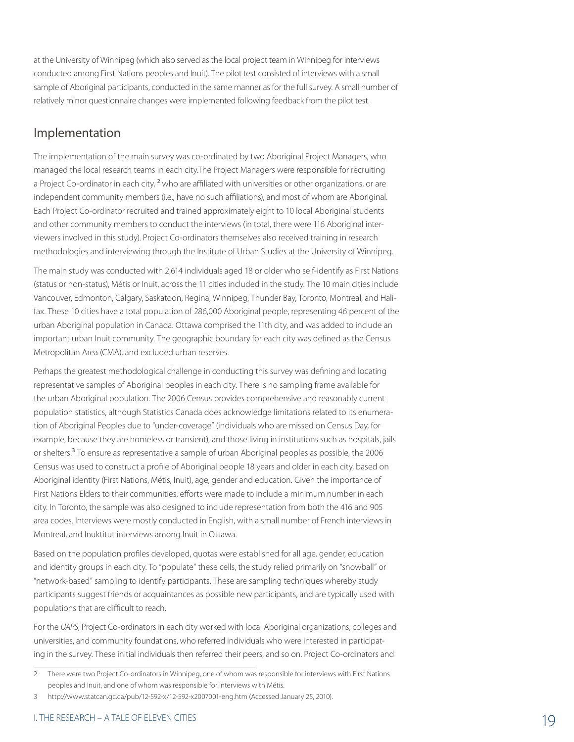at the University of Winnipeg (which also served as the local project team in Winnipeg for interviews conducted among First Nations peoples and Inuit). The pilot test consisted of interviews with a small sample of Aboriginal participants, conducted in the same manner as for the full survey. A small number of relatively minor questionnaire changes were implemented following feedback from the pilot test.

## Implementation

The implementation of the main survey was co-ordinated by two Aboriginal Project Managers, who managed the local research teams in each city.The Project Managers were responsible for recruiting a Project Co-ordinator in each city, [2] who are affiliated with universities or other organizations, or are independent community members (i.e., have no such affiliations), and most of whom are Aboriginal. Each Project Co-ordinator recruited and trained approximately eight to 10 local Aboriginal students and other community members to conduct the interviews (in total, there were 116 Aboriginal interviewers involved in this study). Project Co-ordinators themselves also received training in research methodologies and interviewing through the Institute of Urban Studies at the University of Winnipeg.

The main study was conducted with 2,614 individuals aged 18 or older who self-identify as First Nations (status or non-status), Métis or Inuit, across the 11 cities included in the study. The 10 main cities include Vancouver, Edmonton, Calgary, Saskatoon, Regina, Winnipeg, Thunder Bay, Toronto, Montreal, and Halifax. These 10 cities have a total population of 286,000 Aboriginal people, representing 46 percent of the urban Aboriginal population in Canada. Ottawa comprised the 11th city, and was added to include an important urban Inuit community. The geographic boundary for each city was defined as the Census Metropolitan Area (CMA), and excluded urban reserves.

Perhaps the greatest methodological challenge in conducting this survey was defining and locating representative samples of Aboriginal peoples in each city. There is no sampling frame available for the urban Aboriginal population. The 2006 Census provides comprehensive and reasonably current population statistics, although Statistics Canada does acknowledge limitations related to its enumeration of Aboriginal Peoples due to "under-coverage" (individuals who are missed on Census Day, for example, because they are homeless or transient), and those living in institutions such as hospitals, jails or shelters.[3] To ensure as representative a sample of urban Aboriginal peoples as possible, the 2006 Census was used to construct a profile of Aboriginal people 18 years and older in each city, based on Aboriginal identity (First Nations, Métis, Inuit), age, gender and education. Given the importance of First Nations Elders to their communities, efforts were made to include a minimum number in each city. In Toronto, the sample was also designed to include representation from both the 416 and 905 area codes. Interviews were mostly conducted in English, with a small number of French interviews in Montreal, and Inuktitut interviews among Inuit in Ottawa.

Based on the population profiles developed, quotas were established for all age, gender, education and identity groups in each city. To "populate" these cells, the study relied primarily on "snowball" or "network-based" sampling to identify participants. These are sampling techniques whereby study participants suggest friends or acquaintances as possible new participants, and are typically used with populations that are difficult to reach.

For the *UAPS*, Project Co-ordinators in each city worked with local Aboriginal organizations, colleges and universities, and community foundations, who referred individuals who were interested in participating in the survey. These initial individuals then referred their peers, and so on. Project Co-ordinators and

---

2 There were two Project Co-ordinators in Winnipeg, one of whom was responsible for interviews with First Nations peoples and Inuit, and one of whom was responsible for interviews with Métis.

3 http://www.statcan.gc.ca/pub/12-592-x/12-592-x2007001-eng.htm (Accessed January 25, 2010).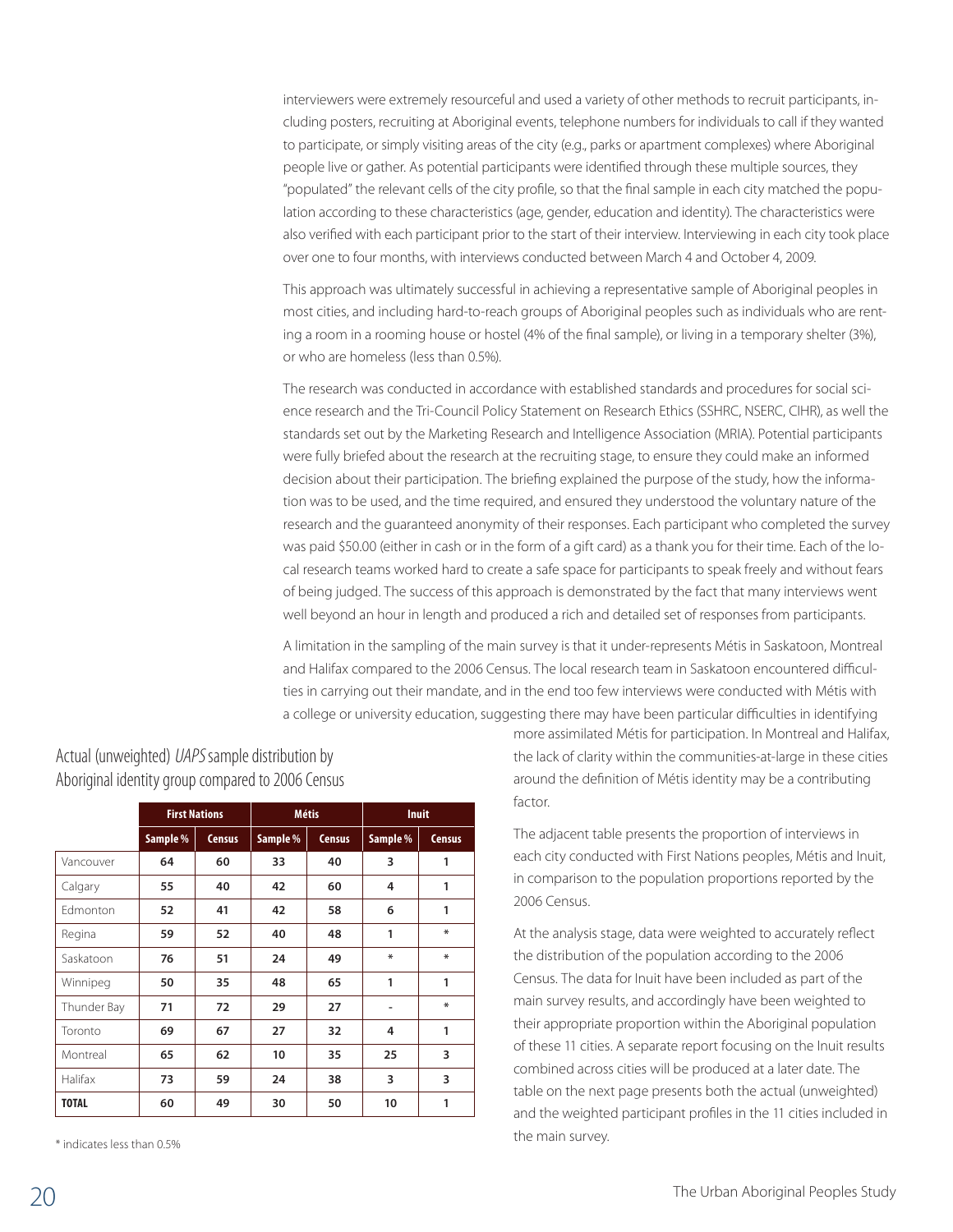interviewers were extremely resourceful and used a variety of other methods to recruit participants, including posters, recruiting at Aboriginal events, telephone numbers for individuals to call if they wanted to participate, or simply visiting areas of the city (e.g., parks or apartment complexes) where Aboriginal people live or gather. As potential participants were identified through these multiple sources, they "populated" the relevant cells of the city profile, so that the final sample in each city matched the population according to these characteristics (age, gender, education and identity). The characteristics were also verified with each participant prior to the start of their interview. Interviewing in each city took place over one to four months, with interviews conducted between March 4 and October 4, 2009.

This approach was ultimately successful in achieving a representative sample of Aboriginal peoples in most cities, and including hard-to-reach groups of Aboriginal peoples such as individuals who are renting a room in a rooming house or hostel (4% of the final sample), or living in a temporary shelter (3%), or who are homeless (less than 0.5%).

The research was conducted in accordance with established standards and procedures for social science research and the Tri-Council Policy Statement on Research Ethics (SSHRC, NSERC, CIHR), as well the standards set out by the Marketing Research and Intelligence Association (MRIA). Potential participants were fully briefed about the research at the recruiting stage, to ensure they could make an informed decision about their participation. The briefing explained the purpose of the study, how the information was to be used, and the time required, and ensured they understood the voluntary nature of the research and the guaranteed anonymity of their responses. Each participant who completed the survey was paid $50.00 (either in cash or in the form of a gift card) as a thank you for their time. Each of the local research teams worked hard to create a safe space for participants to speak freely and without fears of being judged. The success of this approach is demonstrated by the fact that many interviews went well beyond an hour in length and produced a rich and detailed set of responses from participants.

A limitation in the sampling of the main survey is that it under-represents Métis in Saskatoon, Montreal and Halifax compared to the 2006 Census. The local research team in Saskatoon encountered difficulties in carrying out their mandate, and in the end too few interviews were conducted with Métis with a college or university education, suggesting there may have been particular difficulties in identifying more assimilated Métis for participation. In Montreal and Halifax, the lack of clarity within the communities-at-large in these cities around the definition of Métis identity may be a contributing factor.

The adjacent table presents the proportion of interviews in each city conducted with First Nations peoples, Métis and Inuit, in comparison to the population proportions reported by the 2006 Census.

At the analysis stage, data were weighted to accurately reflect the distribution of the population according to the 2006 Census. The data for Inuit have been included as part of the main survey results, and accordingly have been weighted to their appropriate proportion within the Aboriginal population of these 11 cities. A separate report focusing on the Inuit results combined across cities will be produced at a later date. The table on the next page presents both the actual (unweighted) and the weighted participant profiles in the 11 cities included in the main survey.

Actual (unweighted) *UAPS* sample distribution by Aboriginal identity group compared to 2006 Census

| | First Nations | | Métis | | Inuit | |
|---|---|---|---|---|---|---|
| | Sample % | Census | Sample % | Census | Sample % | Census |
| Vancouver | 64 | 60 | 33 | 40 | 3 | 1 |
| Calgary | 55 | 40 | 42 | 60 | 4 | 1 |
| Edmonton | 52 | 41 | 42 | 58 | 6 | 1 |
| Regina | 59 | 52 | 40 | 48 | 1 | * |
| Saskatoon | 76 | 51 | 24 | 49 | * | * |
| Winnipeg | 50 | 35 | 48 | 65 | 1 | 1 |
| Thunder Bay | 71 | 72 | 29 | 27 | - | * |
| Toronto | 69 | 67 | 27 | 32 | 4 | 1 |
| Montreal | 65 | 62 | 10 | 35 | 25 | 3 |
| Halifax | 73 | 59 | 24 | 38 | 3 | 3 |
| **TOTAL** | 60 | 49 | 30 | 50 | 10 | 1 |

\* indicates less than 0.5%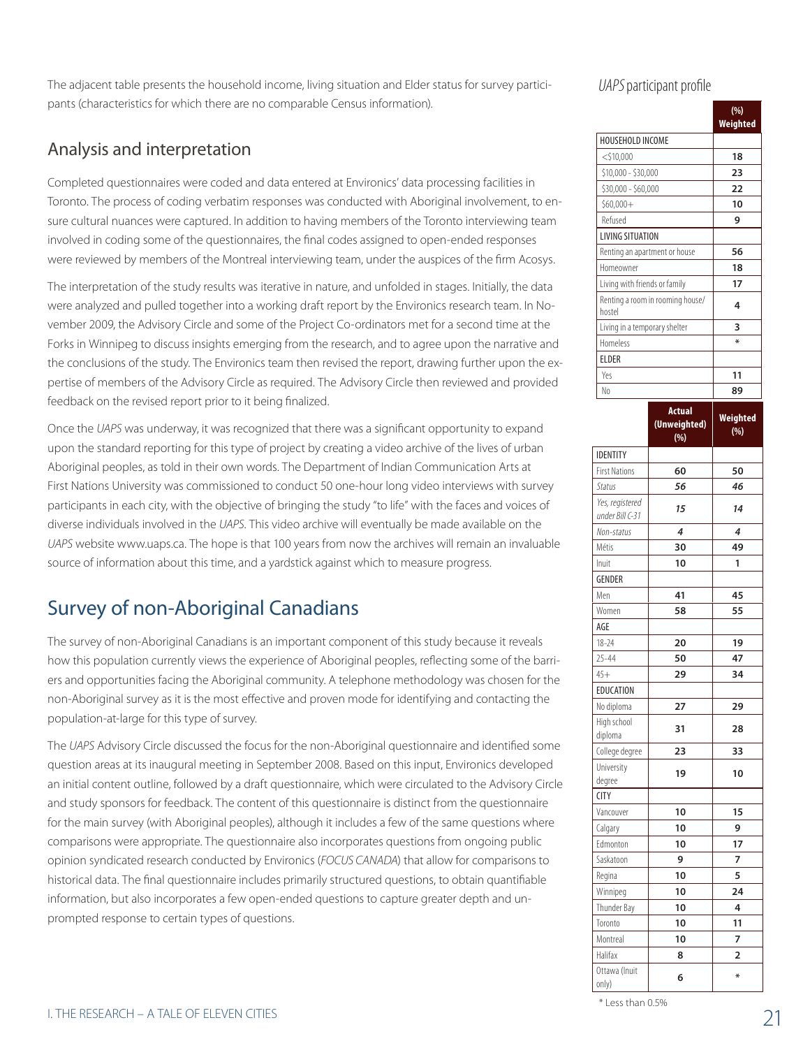The adjacent table presents the household income, living situation and Elder status for survey participants (characteristics for which there are no comparable Census information).

## Analysis and interpretation

Completed questionnaires were coded and data entered at Environics' data processing facilities in Toronto. The process of coding verbatim responses was conducted with Aboriginal involvement, to ensure cultural nuances were captured. In addition to having members of the Toronto interviewing team involved in coding some of the questionnaires, the final codes assigned to open-ended responses were reviewed by members of the Montreal interviewing team, under the auspices of the firm Acosys.

The interpretation of the study results was iterative in nature, and unfolded in stages. Initially, the data were analyzed and pulled together into a working draft report by the Environics research team. In November 2009, the Advisory Circle and some of the Project Co-ordinators met for a second time at the Forks in Winnipeg to discuss insights emerging from the research, and to agree upon the narrative and the conclusions of the study. The Environics team then revised the report, drawing further upon the expertise of members of the Advisory Circle as required. The Advisory Circle then reviewed and provided feedback on the revised report prior to it being finalized.

Once the *UAPS* was underway, it was recognized that there was a significant opportunity to expand upon the standard reporting for this type of project by creating a video archive of the lives of urban Aboriginal peoples, as told in their own words. The Department of Indian Communication Arts at First Nations University was commissioned to conduct 50 one-hour long video interviews with survey participants in each city, with the objective of bringing the study "to life" with the faces and voices of diverse individuals involved in the *UAPS*. This video archive will eventually be made available on the *UAPS* website www.uaps.ca. The hope is that 100 years from now the archives will remain an invaluable source of information about this time, and a yardstick against which to measure progress.

## Survey of non-Aboriginal Canadians

The survey of non-Aboriginal Canadians is an important component of this study because it reveals how this population currently views the experience of Aboriginal peoples, reflecting some of the barriers and opportunities facing the Aboriginal community. A telephone methodology was chosen for the non-Aboriginal survey as it is the most effective and proven mode for identifying and contacting the population-at-large for this type of survey.

The *UAPS* Advisory Circle discussed the focus for the non-Aboriginal questionnaire and identified some question areas at its inaugural meeting in September 2008. Based on this input, Environics developed an initial content outline, followed by a draft questionnaire, which were circulated to the Advisory Circle and study sponsors for feedback. The content of this questionnaire is distinct from the questionnaire for the main survey (with Aboriginal peoples), although it includes a few of the same questions where comparisons were appropriate. The questionnaire also incorporates questions from ongoing public opinion syndicated research conducted by Environics (*FOCUS CANADA*) that allow for comparisons to historical data. The final questionnaire includes primarily structured questions, to obtain quantifiable information, but also incorporates a few open-ended questions to capture greater depth and unprompted response to certain types of questions.

*UAPS* participant profile

| | (%) Weighted |
|---|---|
| **HOUSEHOLD INCOME** | |
| <$10,000 | 18 |
| $10,000 - $30,000 | 23 |
| $30,000 - $60,000 | 22 |
| $60,000+ | 10 |
| Refused | 9 |
| **LIVING SITUATION** | |
| Renting an apartment or house | 56 |
| Homeowner | 18 |
| Living with friends or family | 17 |
| Renting a room in rooming house/hostel | 4 |
| Living in a temporary shelter | 3 |
| Homeless | * |
| **ELDER** | |
| Yes | 11 |
| No | 89 |

| | Actual (Unweighted) (%) | Weighted (%) |
|---|---|---|
| **IDENTITY** | | |
| First Nations | 60 | 50 |
| *Status* | *56* | *46* |
| *Yes, registered under Bill C-31* | *15* | *14* |
| *Non-status* | *4* | *4* |
| Métis | 30 | 49 |
| Inuit | 10 | 1 |
| **GENDER** | | |
| Men | 41 | 45 |
| Women | 58 | 55 |
| **AGE** | | |
| 18-24 | 20 | 19 |
| 25-44 | 50 | 47 |
| 45+ | 29 | 34 |
| **EDUCATION** | | |
| No diploma | 27 | 29 |
| High school diploma | 31 | 28 |
| College degree | 23 | 33 |
| University degree | 19 | 10 |
| **CITY** | | |
| Vancouver | 10 | 15 |
| Calgary | 10 | 9 |
| Edmonton | 10 | 17 |
| Saskatoon | 9 | 7 |
| Regina | 10 | 5 |
| Winnipeg | 10 | 24 |
| Thunder Bay | 10 | 4 |
| Toronto | 10 | 11 |
| Montreal | 10 | 7 |
| Halifax | 8 | 2 |
| Ottawa (Inuit only) | 6 | * |

\* Less than 0.5%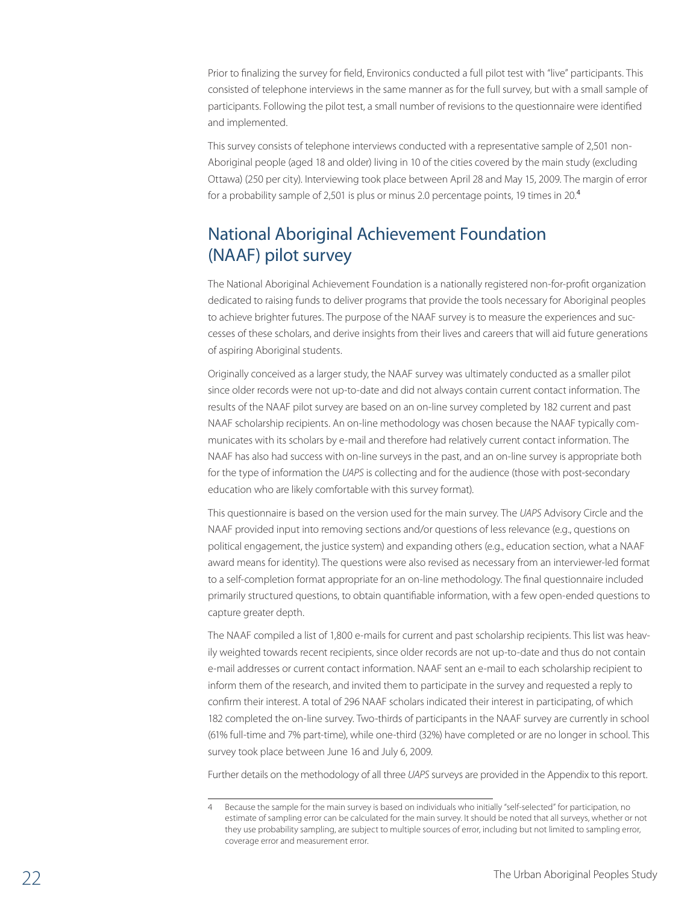Prior to finalizing the survey for field, Environics conducted a full pilot test with "live" participants. This consisted of telephone interviews in the same manner as for the full survey, but with a small sample of participants. Following the pilot test, a small number of revisions to the questionnaire were identified and implemented.

This survey consists of telephone interviews conducted with a representative sample of 2,501 non-Aboriginal people (aged 18 and older) living in 10 of the cities covered by the main study (excluding Ottawa) (250 per city). Interviewing took place between April 28 and May 15, 2009. The margin of error for a probability sample of 2,501 is plus or minus 2.0 percentage points, 19 times in 20.[4]

## National Aboriginal Achievement Foundation (NAAF) pilot survey

The National Aboriginal Achievement Foundation is a nationally registered non-for-profit organization dedicated to raising funds to deliver programs that provide the tools necessary for Aboriginal peoples to achieve brighter futures. The purpose of the NAAF survey is to measure the experiences and successes of these scholars, and derive insights from their lives and careers that will aid future generations of aspiring Aboriginal students.

Originally conceived as a larger study, the NAAF survey was ultimately conducted as a smaller pilot since older records were not up-to-date and did not always contain current contact information. The results of the NAAF pilot survey are based on an on-line survey completed by 182 current and past NAAF scholarship recipients. An on-line methodology was chosen because the NAAF typically communicates with its scholars by e-mail and therefore had relatively current contact information. The NAAF has also had success with on-line surveys in the past, and an on-line survey is appropriate both for the type of information the *UAPS* is collecting and for the audience (those with post-secondary education who are likely comfortable with this survey format).

This questionnaire is based on the version used for the main survey. The *UAPS* Advisory Circle and the NAAF provided input into removing sections and/or questions of less relevance (e.g., questions on political engagement, the justice system) and expanding others (e.g., education section, what a NAAF award means for identity). The questions were also revised as necessary from an interviewer-led format to a self-completion format appropriate for an on-line methodology. The final questionnaire included primarily structured questions, to obtain quantifiable information, with a few open-ended questions to capture greater depth.

The NAAF compiled a list of 1,800 e-mails for current and past scholarship recipients. This list was heavily weighted towards recent recipients, since older records are not up-to-date and thus do not contain e-mail addresses or current contact information. NAAF sent an e-mail to each scholarship recipient to inform them of the research, and invited them to participate in the survey and requested a reply to confirm their interest. A total of 296 NAAF scholars indicated their interest in participating, of which 182 completed the on-line survey. Two-thirds of participants in the NAAF survey are currently in school (61% full-time and 7% part-time), while one-third (32%) have completed or are no longer in school. This survey took place between June 16 and July 6, 2009.

Further details on the methodology of all three *UAPS* surveys are provided in the Appendix to this report.

---

4 Because the sample for the main survey is based on individuals who initially "self-selected" for participation, no estimate of sampling error can be calculated for the main survey. It should be noted that all surveys, whether or not they use probability sampling, are subject to multiple sources of error, including but not limited to sampling error, coverage error and measurement error.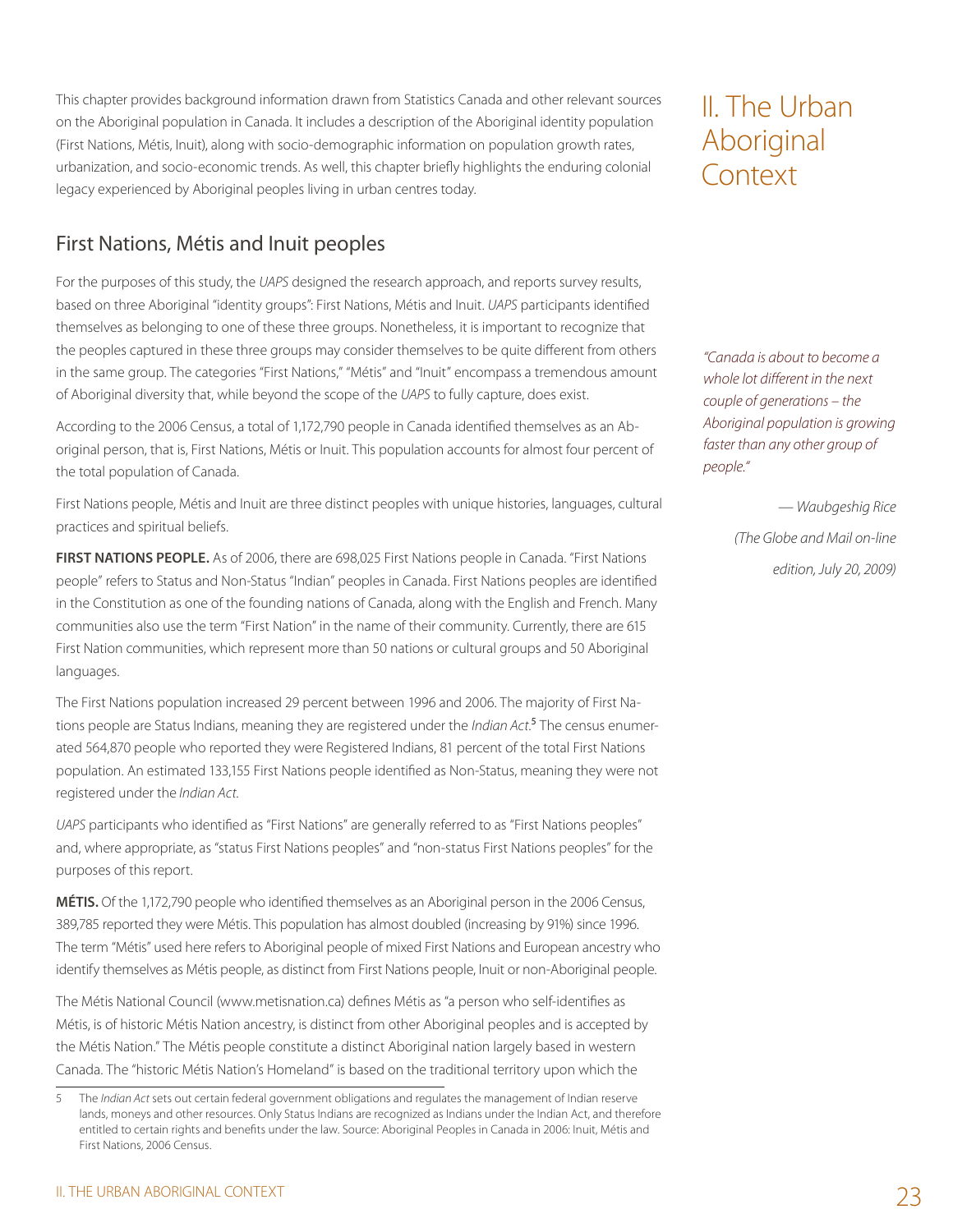# II. The Urban Aboriginal Context

This chapter provides background information drawn from Statistics Canada and other relevant sources on the Aboriginal population in Canada. It includes a description of the Aboriginal identity population (First Nations, Métis, Inuit), along with socio-demographic information on population growth rates, urbanization, and socio-economic trends. As well, this chapter briefly highlights the enduring colonial legacy experienced by Aboriginal peoples living in urban centres today.

*"Canada is about to become a whole lot different in the next couple of generations – the Aboriginal population is growing faster than any other group of people."*

*— Waubgeshig Rice (The Globe and Mail on-line edition, July 20, 2009)*

## First Nations, Métis and Inuit peoples

For the purposes of this study, the *UAPS* designed the research approach, and reports survey results, based on three Aboriginal "identity groups": First Nations, Métis and Inuit. *UAPS* participants identified themselves as belonging to one of these three groups. Nonetheless, it is important to recognize that the peoples captured in these three groups may consider themselves to be quite different from others in the same group. The categories "First Nations," "Métis" and "Inuit" encompass a tremendous amount of Aboriginal diversity that, while beyond the scope of the *UAPS* to fully capture, does exist.

According to the 2006 Census, a total of 1,172,790 people in Canada identified themselves as an Aboriginal person, that is, First Nations, Métis or Inuit. This population accounts for almost four percent of the total population of Canada.

First Nations people, Métis and Inuit are three distinct peoples with unique histories, languages, cultural practices and spiritual beliefs.

**FIRST NATIONS PEOPLE.** As of 2006, there are 698,025 First Nations people in Canada. "First Nations people" refers to Status and Non-Status "Indian" peoples in Canada. First Nations peoples are identified in the Constitution as one of the founding nations of Canada, along with the English and French. Many communities also use the term "First Nation" in the name of their community. Currently, there are 615 First Nation communities, which represent more than 50 nations or cultural groups and 50 Aboriginal languages.

The First Nations population increased 29 percent between 1996 and 2006. The majority of First Nations people are Status Indians, meaning they are registered under the *Indian Act*.[5] The census enumerated 564,870 people who reported they were Registered Indians, 81 percent of the total First Nations population. An estimated 133,155 First Nations people identified as Non-Status, meaning they were not registered under the *Indian Act*.

*UAPS* participants who identified as "First Nations" are generally referred to as "First Nations peoples" and, where appropriate, as "status First Nations peoples" and "non-status First Nations peoples" for the purposes of this report.

**MÉTIS.** Of the 1,172,790 people who identified themselves as an Aboriginal person in the 2006 Census, 389,785 reported they were Métis. This population has almost doubled (increasing by 91%) since 1996. The term "Métis" used here refers to Aboriginal people of mixed First Nations and European ancestry who identify themselves as Métis people, as distinct from First Nations people, Inuit or non-Aboriginal people.

The Métis National Council (www.metisnation.ca) defines Métis as "a person who self-identifies as Métis, is of historic Métis Nation ancestry, is distinct from other Aboriginal peoples and is accepted by the Métis Nation." The Métis people constitute a distinct Aboriginal nation largely based in western Canada. The "historic Métis Nation's Homeland" is based on the traditional territory upon which the

---

5 The *Indian Act* sets out certain federal government obligations and regulates the management of Indian reserve lands, moneys and other resources. Only Status Indians are recognized as Indians under the Indian Act, and therefore entitled to certain rights and benefits under the law. Source: Aboriginal Peoples in Canada in 2006: Inuit, Métis and First Nations, 2006 Census.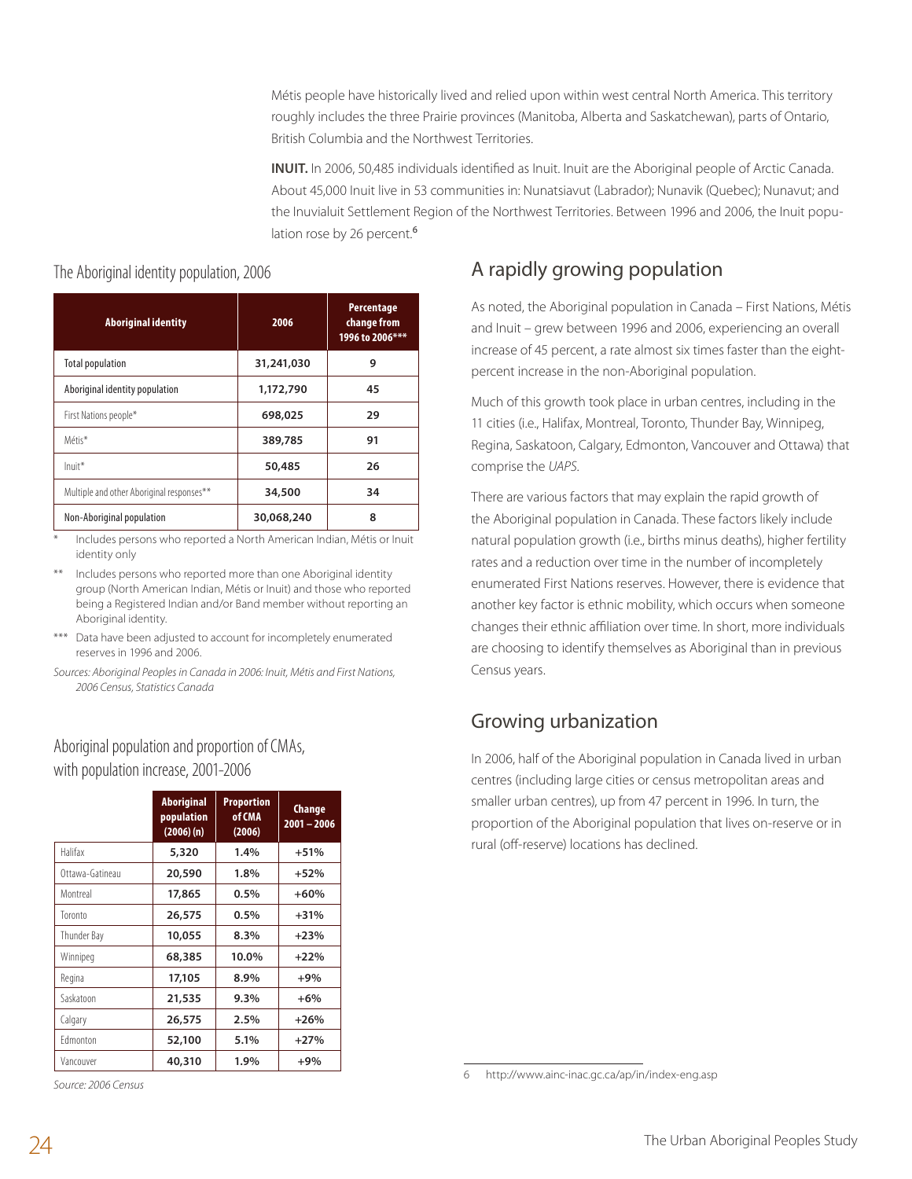Métis people have historically lived and relied upon within west central North America. This territory roughly includes the three Prairie provinces (Manitoba, Alberta and Saskatchewan), parts of Ontario, British Columbia and the Northwest Territories.

**INUIT.** In 2006, 50,485 individuals identified as Inuit. Inuit are the Aboriginal people of Arctic Canada. About 45,000 Inuit live in 53 communities in: Nunatsiavut (Labrador); Nunavik (Quebec); Nunavut; and the Inuvialuit Settlement Region of the Northwest Territories. Between 1996 and 2006, the Inuit population rose by 26 percent.[6]

### The Aboriginal identity population, 2006

| Aboriginal identity | 2006 | Percentage change from 1996 to 2006*** |
|---|---|---|
| Total population | 31,241,030 | 9 |
| Aboriginal identity population | 1,172,790 | 45 |
| First Nations people* | 698,025 | 29 |
| Métis* | 389,785 | 91 |
| Inuit* | 50,485 | 26 |
| Multiple and other Aboriginal responses** | 34,500 | 34 |
| Non-Aboriginal population | 30,068,240 | 8 |

\* Includes persons who reported a North American Indian, Métis or Inuit identity only

** Includes persons who reported more than one Aboriginal identity group (North American Indian, Métis or Inuit) and those who reported being a Registered Indian and/or Band member without reporting an Aboriginal identity.

*** Data have been adjusted to account for incompletely enumerated reserves in 1996 and 2006.

*Sources: Aboriginal Peoples in Canada in 2006: Inuit, Métis and First Nations, 2006 Census, Statistics Canada*

### Aboriginal population and proportion of CMAs, with population increase, 2001-2006

| | Aboriginal population (2006) (n) | Proportion of CMA (2006) | Change 2001 – 2006 |
|---|---|---|---|
| Halifax | 5,320 | 1.4% | +51% |
| Ottawa-Gatineau | 20,590 | 1.8% | +52% |
| Montreal | 17,865 | 0.5% | +60% |
| Toronto | 26,575 | 0.5% | +31% |
| Thunder Bay | 10,055 | 8.3% | +23% |
| Winnipeg | 68,385 | 10.0% | +22% |
| Regina | 17,105 | 8.9% | +9% |
| Saskatoon | 21,535 | 9.3% | +6% |
| Calgary | 26,575 | 2.5% | +26% |
| Edmonton | 52,100 | 5.1% | +27% |
| Vancouver | 40,310 | 1.9% | +9% |

*Source: 2006 Census*

## A rapidly growing population

As noted, the Aboriginal population in Canada – First Nations, Métis and Inuit – grew between 1996 and 2006, experiencing an overall increase of 45 percent, a rate almost six times faster than the eight-percent increase in the non-Aboriginal population.

Much of this growth took place in urban centres, including in the 11 cities (i.e., Halifax, Montreal, Toronto, Thunder Bay, Winnipeg, Regina, Saskatoon, Calgary, Edmonton, Vancouver and Ottawa) that comprise the *UAPS*.

There are various factors that may explain the rapid growth of the Aboriginal population in Canada. These factors likely include natural population growth (i.e., births minus deaths), higher fertility rates and a reduction over time in the number of incompletely enumerated First Nations reserves. However, there is evidence that another key factor is ethnic mobility, which occurs when someone changes their ethnic affiliation over time. In short, more individuals are choosing to identify themselves as Aboriginal than in previous Census years.

## Growing urbanization

In 2006, half of the Aboriginal population in Canada lived in urban centres (including large cities or census metropolitan areas and smaller urban centres), up from 47 percent in 1996. In turn, the proportion of the Aboriginal population that lives on-reserve or in rural (off-reserve) locations has declined.

6 http://www.ainc-inac.gc.ca/ap/in/index-eng.asp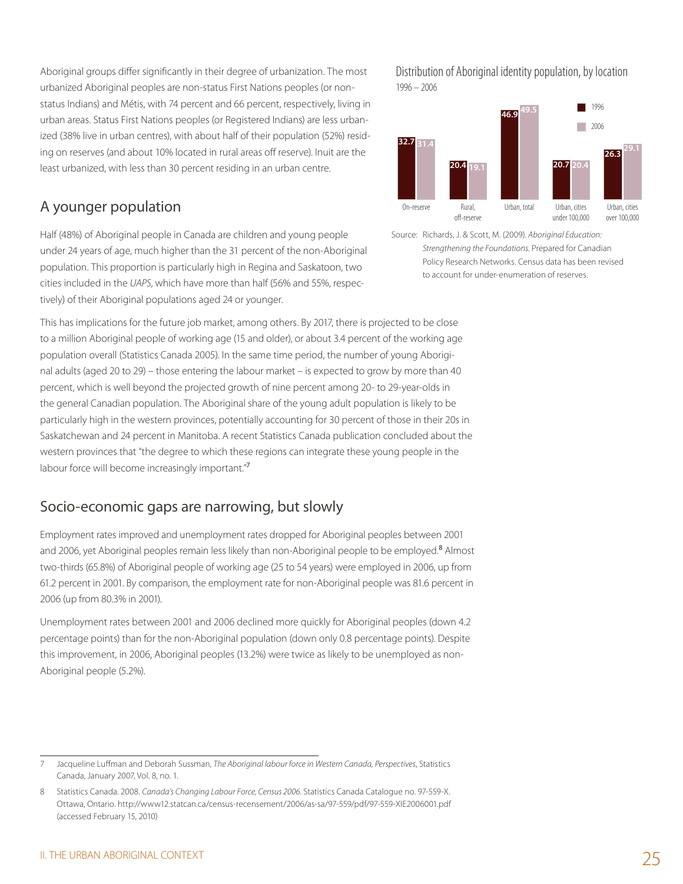Aboriginal groups differ significantly in their degree of urbanization. The most urbanized Aboriginal peoples are non-status First Nations peoples (or non-status Indians) and Métis, with 74 percent and 66 percent, respectively, living in urban areas. Status First Nations peoples (or Registered Indians) are less urbanized (38% live in urban centres), with about half of their population (52%) residing on reserves (and about 10% located in rural areas off reserve). Inuit are the least urbanized, with less than 30 percent residing in an urban centre.

Distribution of Aboriginal identity population, by location
1996 – 2006

| Location | 1996 | 2006 |
|---|---|---|
| On-reserve | 32.7 | 31.4 |
| Rural, off-reserve | 20.4 | 19.1 |
| Urban, total | 46.9 | 49.5 |
| Urban, cities under 100,000 | 20.7 | 20.4 |
| Urban, cities over 100,000 | 26.3 | 29.1 |

Source: Richards, J. & Scott, M. (2009). *Aboriginal Education: Strengthening the Foundations*. Prepared for Canadian Policy Research Networks. Census data has been revised to account for under-enumeration of reserves.

## A younger population

Half (48%) of Aboriginal people in Canada are children and young people under 24 years of age, much higher than the 31 percent of the non-Aboriginal population. This proportion is particularly high in Regina and Saskatoon, two cities included in the *UAPS*, which have more than half (56% and 55%, respectively) of their Aboriginal populations aged 24 or younger.

This has implications for the future job market, among others. By 2017, there is projected to be close to a million Aboriginal people of working age (15 and older), or about 3.4 percent of the working age population overall (Statistics Canada 2005). In the same time period, the number of young Aboriginal adults (aged 20 to 29) – those entering the labour market – is expected to grow by more than 40 percent, which is well beyond the projected growth of nine percent among 20- to 29-year-olds in the general Canadian population. The Aboriginal share of the young adult population is likely to be particularly high in the western provinces, potentially accounting for 30 percent of those in their 20s in Saskatchewan and 24 percent in Manitoba. A recent Statistics Canada publication concluded about the western provinces that "the degree to which these regions can integrate these young people in the labour force will become increasingly important."[7]

## Socio-economic gaps are narrowing, but slowly

Employment rates improved and unemployment rates dropped for Aboriginal peoples between 2001 and 2006, yet Aboriginal peoples remain less likely than non-Aboriginal people to be employed.[8] Almost two-thirds (65.8%) of Aboriginal people of working age (25 to 54 years) were employed in 2006, up from 61.2 percent in 2001. By comparison, the employment rate for non-Aboriginal people was 81.6 percent in 2006 (up from 80.3% in 2001).

Unemployment rates between 2001 and 2006 declined more quickly for Aboriginal peoples (down 4.2 percentage points) than for the non-Aboriginal population (down only 0.8 percentage points). Despite this improvement, in 2006, Aboriginal peoples (13.2%) were twice as likely to be unemployed as non-Aboriginal people (5.2%).

---

7 Jacqueline Luffman and Deborah Sussman, *The Aboriginal labour force in Western Canada, Perspectives*, Statistics Canada, January 2007, Vol. 8, no. 1.

8 Statistics Canada. 2008. *Canada's Changing Labour Force, Census 2006*. Statistics Canada Catalogue no. 97-559-X. Ottawa, Ontario. http://www12.statcan.ca/census-recensement/2006/as-sa/97-559/pdf/97-559-XIE2006001.pdf (accessed February 15, 2010)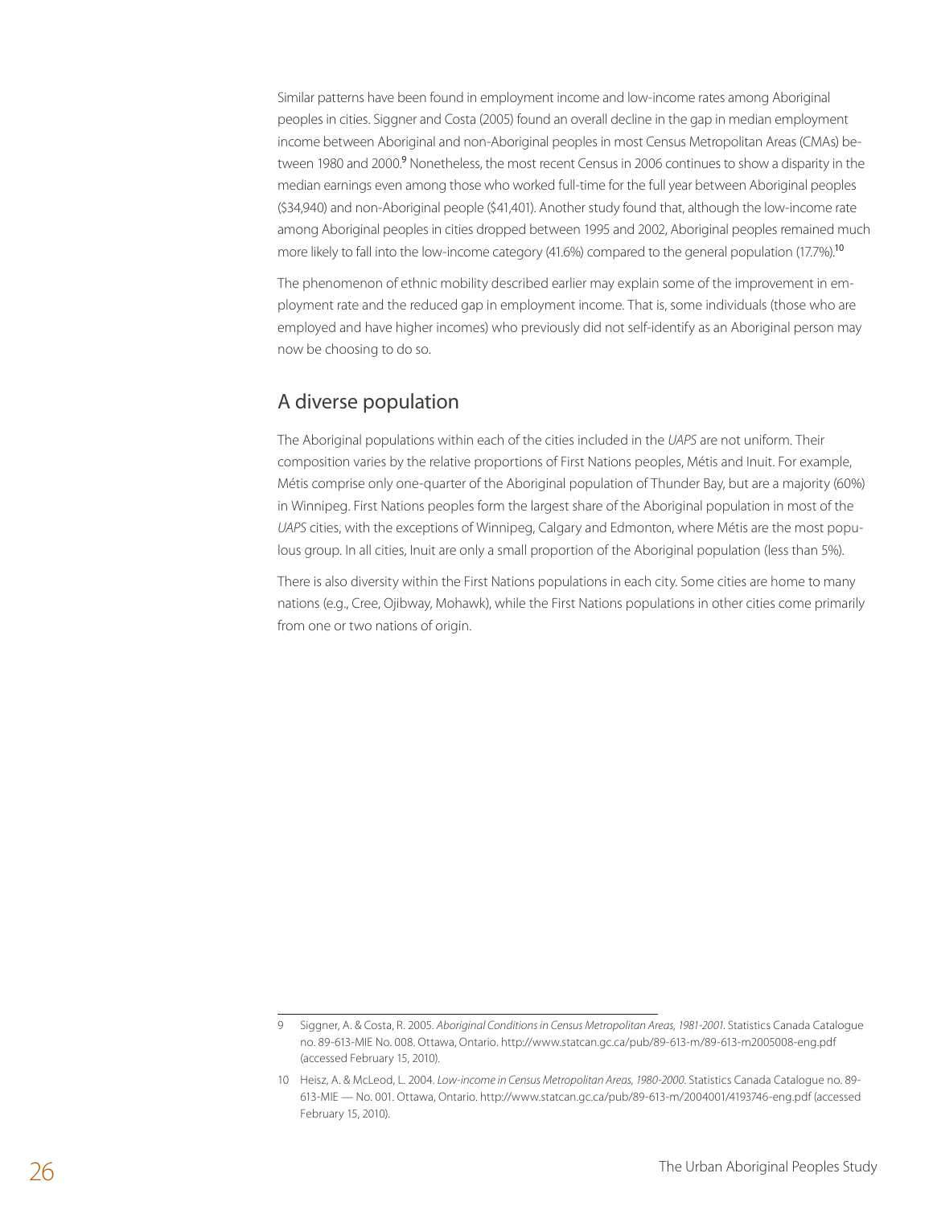Similar patterns have been found in employment income and low-income rates among Aboriginal peoples in cities. Siggner and Costa (2005) found an overall decline in the gap in median employment income between Aboriginal and non-Aboriginal peoples in most Census Metropolitan Areas (CMAs) between 1980 and 2000.[9] Nonetheless, the most recent Census in 2006 continues to show a disparity in the median earnings even among those who worked full-time for the full year between Aboriginal peoples ($34,940) and non-Aboriginal people ($41,401). Another study found that, although the low-income rate among Aboriginal peoples in cities dropped between 1995 and 2002, Aboriginal peoples remained much more likely to fall into the low-income category (41.6%) compared to the general population (17.7%).[10]

The phenomenon of ethnic mobility described earlier may explain some of the improvement in employment rate and the reduced gap in employment income. That is, some individuals (those who are employed and have higher incomes) who previously did not self-identify as an Aboriginal person may now be choosing to do so.

## A diverse population

The Aboriginal populations within each of the cities included in the *UAPS* are not uniform. Their composition varies by the relative proportions of First Nations peoples, Métis and Inuit. For example, Métis comprise only one-quarter of the Aboriginal population of Thunder Bay, but are a majority (60%) in Winnipeg. First Nations peoples form the largest share of the Aboriginal population in most of the *UAPS* cities, with the exceptions of Winnipeg, Calgary and Edmonton, where Métis are the most populous group. In all cities, Inuit are only a small proportion of the Aboriginal population (less than 5%).

There is also diversity within the First Nations populations in each city. Some cities are home to many nations (e.g., Cree, Ojibway, Mohawk), while the First Nations populations in other cities come primarily from one or two nations of origin.

---

9 Siggner, A. & Costa, R. 2005. *Aboriginal Conditions in Census Metropolitan Areas, 1981-2001.* Statistics Canada Catalogue no. 89-613-MIE No. 008. Ottawa, Ontario. http://www.statcan.gc.ca/pub/89-613-m/89-613-m2005008-eng.pdf (accessed February 15, 2010).

10 Heisz, A. & McLeod, L. 2004. *Low-income in Census Metropolitan Areas, 1980-2000.* Statistics Canada Catalogue no. 89-613-MIE — No. 001. Ottawa, Ontario. http://www.statcan.gc.ca/pub/89-613-m/2004001/4193746-eng.pdf (accessed February 15, 2010).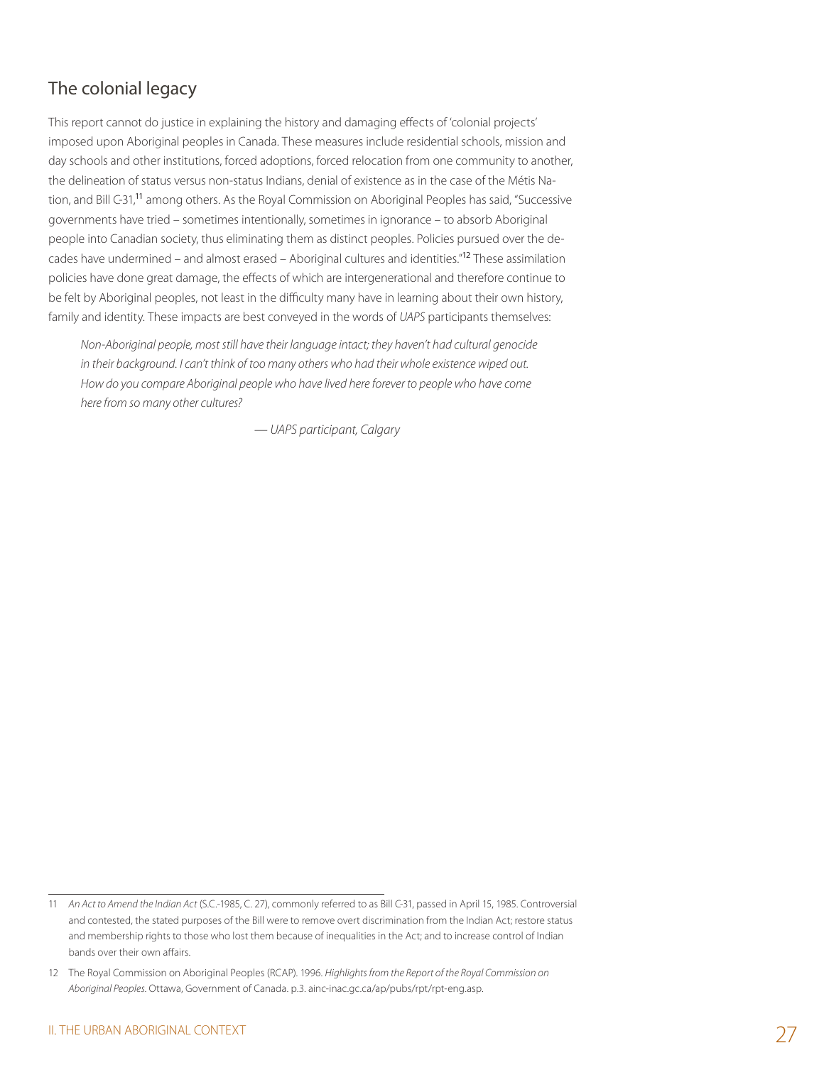## The colonial legacy

This report cannot do justice in explaining the history and damaging effects of 'colonial projects' imposed upon Aboriginal peoples in Canada. These measures include residential schools, mission and day schools and other institutions, forced adoptions, forced relocation from one community to another, the delineation of status versus non-status Indians, denial of existence as in the case of the Métis Nation, and Bill C-31,[11] among others. As the Royal Commission on Aboriginal Peoples has said, "Successive governments have tried – sometimes intentionally, sometimes in ignorance – to absorb Aboriginal people into Canadian society, thus eliminating them as distinct peoples. Policies pursued over the decades have undermined – and almost erased – Aboriginal cultures and identities."[12] These assimilation policies have done great damage, the effects of which are intergenerational and therefore continue to be felt by Aboriginal peoples, not least in the difficulty many have in learning about their own history, family and identity. These impacts are best conveyed in the words of *UAPS* participants themselves:

> *Non-Aboriginal people, most still have their language intact; they haven't had cultural genocide in their background. I can't think of too many others who had their whole existence wiped out. How do you compare Aboriginal people who have lived here forever to people who have come here from so many other cultures?*
>
> — *UAPS participant, Calgary*

---

11 *An Act to Amend the Indian Act* (S.C.-1985, C. 27), commonly referred to as Bill C-31, passed in April 15, 1985. Controversial and contested, the stated purposes of the Bill were to remove overt discrimination from the Indian Act; restore status and membership rights to those who lost them because of inequalities in the Act; and to increase control of Indian bands over their own affairs.

12 The Royal Commission on Aboriginal Peoples (RCAP). 1996. *Highlights from the Report of the Royal Commission on Aboriginal Peoples.* Ottawa, Government of Canada. p.3. ainc-inac.gc.ca/ap/pubs/rpt/rpt-eng.asp.